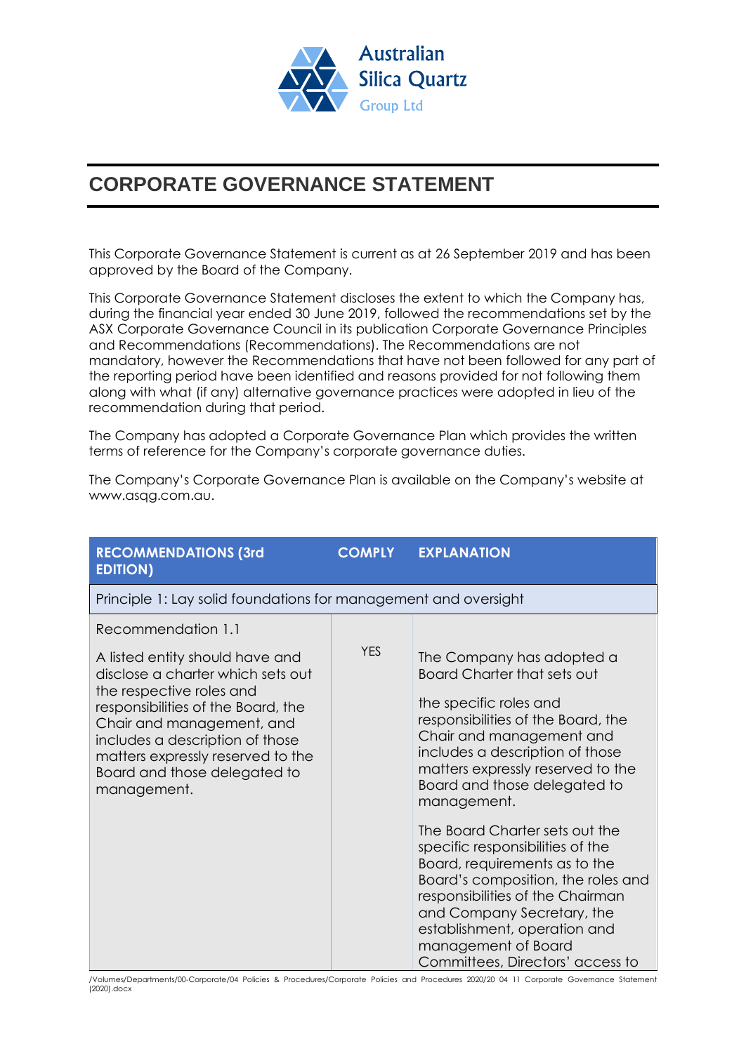Australian Silica Quartz Group Ltd

# CORPORATE GOVERNANCE STATEMENT

This Corporate Governance Statement is current as at 26 September 2019 and has been approved by the Board of the Company.

This Corporate Governance Statement discloses the extent to which the Company has, during the financial year ended 30 June 2019, followed the recommendations set by the ASX Corporate Governance Council in its publication Corporate Governance Principles and Recommendations (Recommendations). The Recommendations are not mandatory, however the Recommendations that have not been followed for any part of the reporting period have been identified and reasons provided for not following them along with what (if any) alternative governance practices were adopted in lieu of the recommendation during that period.

The Company has adopted a Corporate Governance Plan which provides the written terms of reference for the Company's corporate governance duties.

The Company's Corporate Governance Plan is available on the Company's website at www.asqg.com.au.

| RECOMMENDATIONS (3rd EDITION) | COMPLY | EXPLANATION |
|---|---|---|
| **Principle 1: Lay solid foundations for management and oversight** | | |
| Recommendation 1.1<br><br>A listed entity should have and disclose a charter which sets out the respective roles and responsibilities of the Board, the Chair and management, and includes a description of those matters expressly reserved to the Board and those delegated to management. | YES | The Company has adopted a Board Charter that sets out<br><br>the specific roles and responsibilities of the Board, the Chair and management and includes a description of those matters expressly reserved to the Board and those delegated to management.<br><br>The Board Charter sets out the specific responsibilities of the Board, requirements as to the Board's composition, the roles and responsibilities of the Chairman and Company Secretary, the establishment, operation and management of Board Committees, Directors' access to |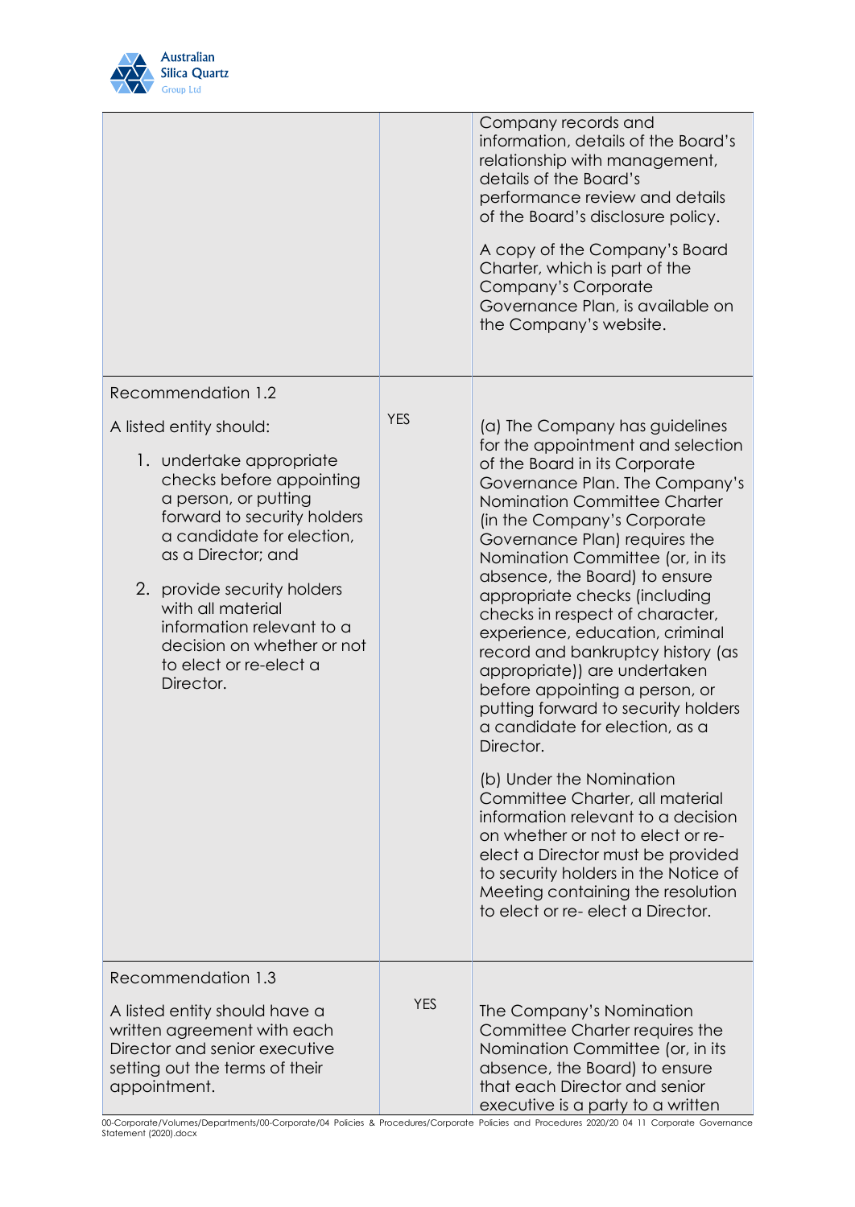| | | |
|---|---|---|
| | | Company records and information, details of the Board's relationship with management, details of the Board's performance review and details of the Board's disclosure policy.<br><br>A copy of the Company's Board Charter, which is part of the Company's Corporate Governance Plan, is available on the Company's website. |
| Recommendation 1.2<br><br>A listed entity should:<br><br>1. undertake appropriate checks before appointing a person, or putting forward to security holders a candidate for election, as a Director; and<br><br>2. provide security holders with all material information relevant to a decision on whether or not to elect or re-elect a Director. | YES | (a) The Company has guidelines for the appointment and selection of the Board in its Corporate Governance Plan. The Company's Nomination Committee Charter (in the Company's Corporate Governance Plan) requires the Nomination Committee (or, in its absence, the Board) to ensure appropriate checks (including checks in respect of character, experience, education, criminal record and bankruptcy history (as appropriate)) are undertaken before appointing a person, or putting forward to security holders a candidate for election, as a Director.<br><br>(b) Under the Nomination Committee Charter, all material information relevant to a decision on whether or not to elect or re-elect a Director must be provided to security holders in the Notice of Meeting containing the resolution to elect or re- elect a Director. |
| Recommendation 1.3<br><br>A listed entity should have a written agreement with each Director and senior executive setting out the terms of their appointment. | YES | The Company's Nomination Committee Charter requires the Nomination Committee (or, in its absence, the Board) to ensure that each Director and senior executive is a party to a written |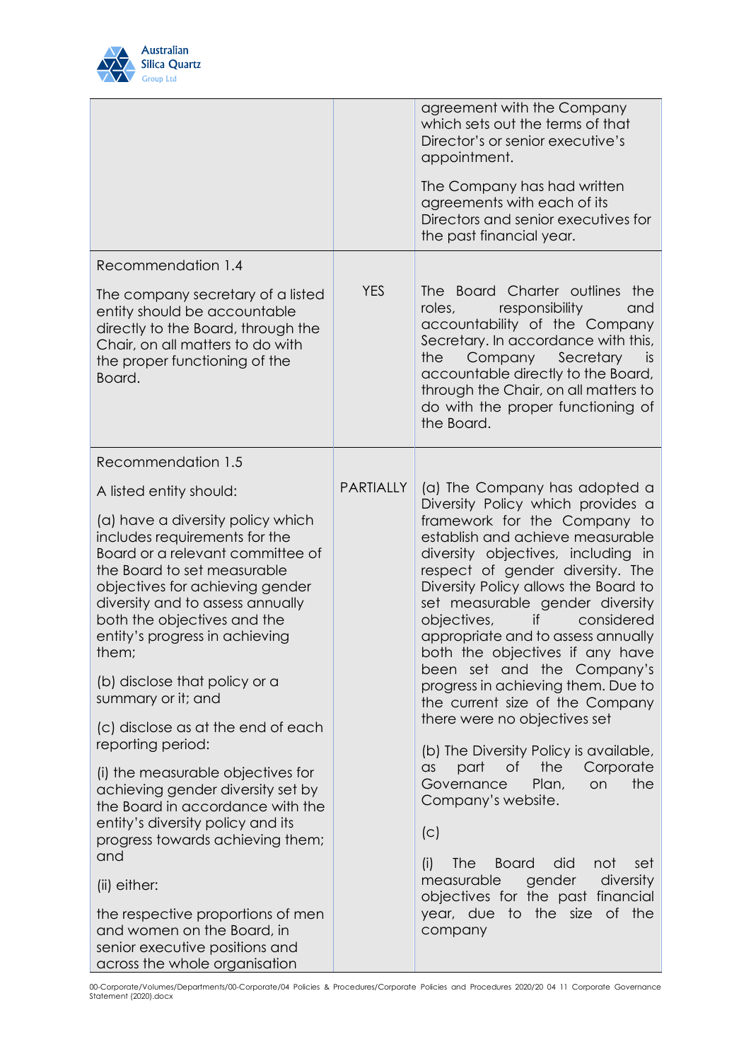| | | |
|---|---|---|
| | | agreement with the Company which sets out the terms of that Director's or senior executive's appointment.<br><br>The Company has had written agreements with each of its Directors and senior executives for the past financial year. |
| Recommendation 1.4<br><br>The company secretary of a listed entity should be accountable directly to the Board, through the Chair, on all matters to do with the proper functioning of the Board. | YES | The Board Charter outlines the roles, responsibility and accountability of the Company Secretary. In accordance with this, the Company Secretary is accountable directly to the Board, through the Chair, on all matters to do with the proper functioning of the Board. |
| Recommendation 1.5<br><br>A listed entity should:<br><br>(a) have a diversity policy which includes requirements for the Board or a relevant committee of the Board to set measurable objectives for achieving gender diversity and to assess annually both the objectives and the entity's progress in achieving them;<br><br>(b) disclose that policy or a summary or it; and<br><br>(c) disclose as at the end of each reporting period:<br><br>(i) the measurable objectives for achieving gender diversity set by the Board in accordance with the entity's diversity policy and its progress towards achieving them; and<br><br>(ii) either:<br><br>the respective proportions of men and women on the Board, in senior executive positions and across the whole organisation | PARTIALLY | (a) The Company has adopted a Diversity Policy which provides a framework for the Company to establish and achieve measurable diversity objectives, including in respect of gender diversity. The Diversity Policy allows the Board to set measurable gender diversity objectives, if considered appropriate and to assess annually both the objectives if any have been set and the Company's progress in achieving them. Due to the current size of the Company there were no objectives set<br><br>(b) The Diversity Policy is available, as part of the Corporate Governance Plan, on the Company's website.<br><br>(c)<br><br>(i) The Board did not set measurable gender diversity objectives for the past financial year, due to the size of the company |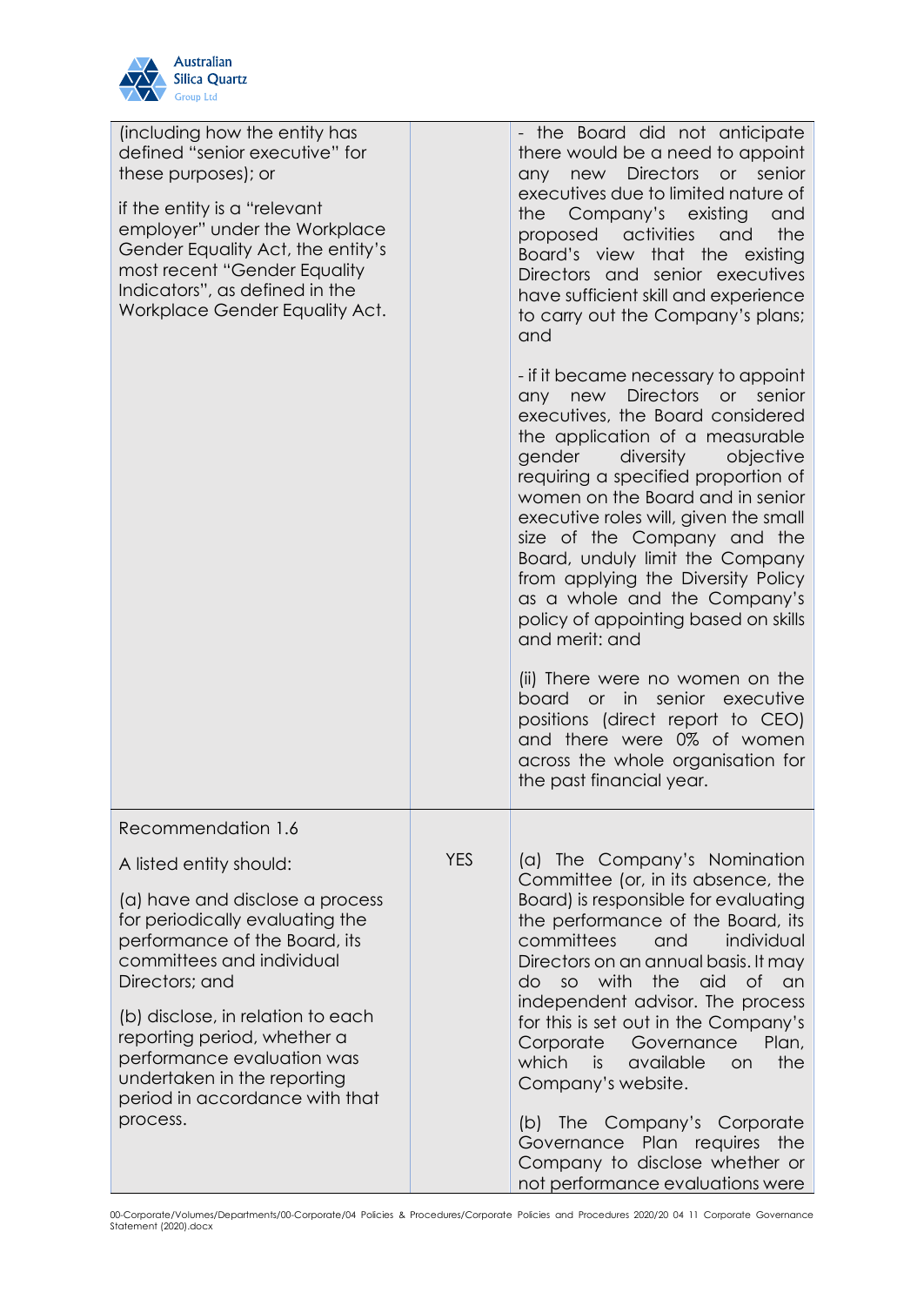| | | |
|---|---|---|
| (including how the entity has defined "senior executive" for these purposes); or<br><br>if the entity is a "relevant employer" under the Workplace Gender Equality Act, the entity's most recent "Gender Equality Indicators", as defined in the Workplace Gender Equality Act. | | - the Board did not anticipate there would be a need to appoint any new Directors or senior executives due to limited nature of the Company's existing and proposed activities and the Board's view that the existing Directors and senior executives have sufficient skill and experience to carry out the Company's plans; and<br><br>- if it became necessary to appoint any new Directors or senior executives, the Board considered the application of a measurable gender diversity objective requiring a specified proportion of women on the Board and in senior executive roles will, given the small size of the Company and the Board, unduly limit the Company from applying the Diversity Policy as a whole and the Company's policy of appointing based on skills and merit: and<br><br>(ii) There were no women on the board or in senior executive positions (direct report to CEO) and there were 0% of women across the whole organisation for the past financial year. |
| Recommendation 1.6<br><br>A listed entity should:<br><br>(a) have and disclose a process for periodically evaluating the performance of the Board, its committees and individual Directors; and<br><br>(b) disclose, in relation to each reporting period, whether a performance evaluation was undertaken in the reporting period in accordance with that process. | YES | (a) The Company's Nomination Committee (or, in its absence, the Board) is responsible for evaluating the performance of the Board, its committees and individual Directors on an annual basis. It may do so with the aid of an independent advisor. The process for this is set out in the Company's Corporate Governance Plan, which is available on the Company's website.<br><br>(b) The Company's Corporate Governance Plan requires the Company to disclose whether or not performance evaluations were |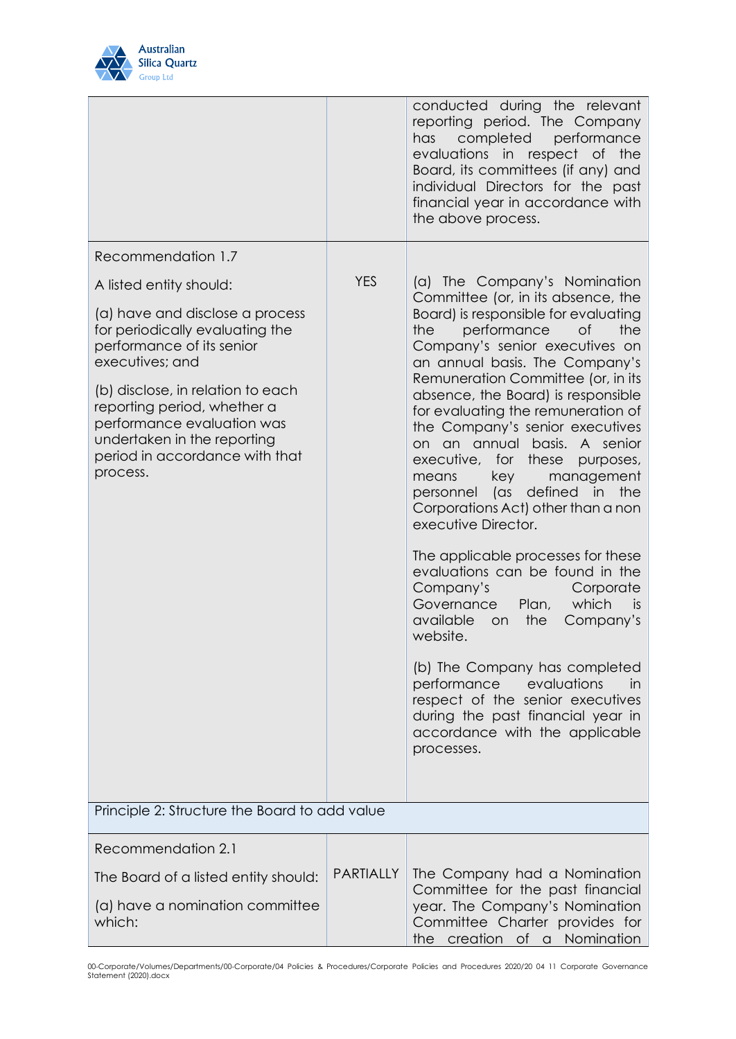| | | |
|---|---|---|
| | | conducted during the relevant reporting period. The Company has completed performance evaluations in respect of the Board, its committees (if any) and individual Directors for the past financial year in accordance with the above process. |
| Recommendation 1.7<br><br>A listed entity should:<br><br>(a) have and disclose a process for periodically evaluating the performance of its senior executives; and<br><br>(b) disclose, in relation to each reporting period, whether a performance evaluation was undertaken in the reporting period in accordance with that process. | YES | (a) The Company's Nomination Committee (or, in its absence, the Board) is responsible for evaluating the performance of the Company's senior executives on an annual basis. The Company's Remuneration Committee (or, in its absence, the Board) is responsible for evaluating the remuneration of the Company's senior executives on an annual basis. A senior executive, for these purposes, means key management personnel (as defined in the Corporations Act) other than a non executive Director.<br><br>The applicable processes for these evaluations can be found in the Company's Corporate Governance Plan, which is available on the Company's website.<br><br>(b) The Company has completed performance evaluations in respect of the senior executives during the past financial year in accordance with the applicable processes. |
| **Principle 2: Structure the Board to add value** | | |
| Recommendation 2.1<br><br>The Board of a listed entity should:<br><br>(a) have a nomination committee which: | PARTIALLY | The Company had a Nomination Committee for the past financial year. The Company's Nomination Committee Charter provides for the creation of a Nomination |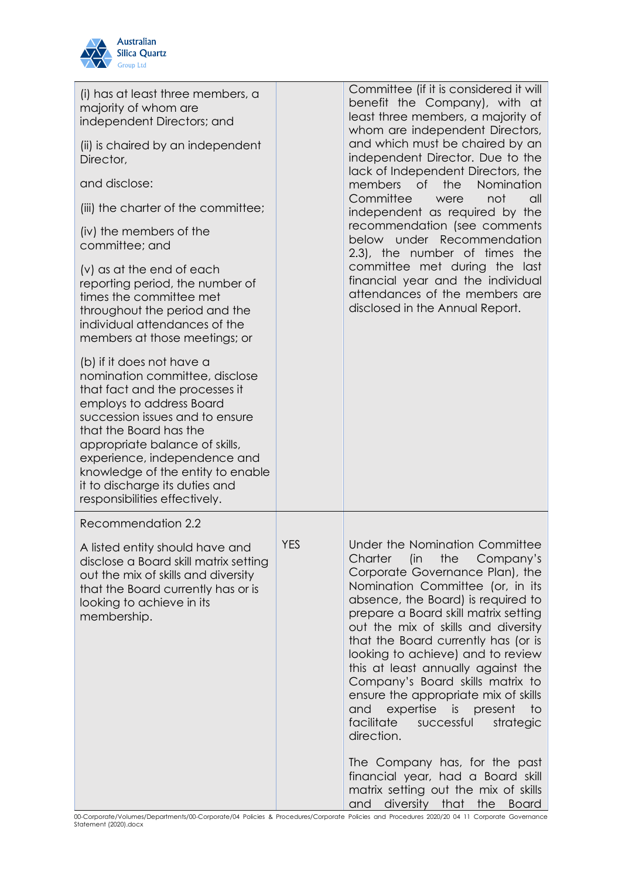| | | |
|---|---|---|
| (i) has at least three members, a majority of whom are independent Directors; and<br><br>(ii) is chaired by an independent Director,<br><br>and disclose:<br><br>(iii) the charter of the committee;<br><br>(iv) the members of the committee; and<br><br>(v) as at the end of each reporting period, the number of times the committee met throughout the period and the individual attendances of the members at those meetings; or<br><br>(b) if it does not have a nomination committee, disclose that fact and the processes it employs to address Board succession issues and to ensure that the Board has the appropriate balance of skills, experience, independence and knowledge of the entity to enable it to discharge its duties and responsibilities effectively. | | Committee (if it is considered it will benefit the Company), with at least three members, a majority of whom are independent Directors, and which must be chaired by an independent Director. Due to the lack of Independent Directors, the members of the Nomination Committee were not all independent as required by the recommendation (see comments below under Recommendation 2.3), the number of times the committee met during the last financial year and the individual attendances of the members are disclosed in the Annual Report. |
| Recommendation 2.2<br><br>A listed entity should have and disclose a Board skill matrix setting out the mix of skills and diversity that the Board currently has or is looking to achieve in its membership. | YES | Under the Nomination Committee Charter (in the Company's Corporate Governance Plan), the Nomination Committee (or, in its absence, the Board) is required to prepare a Board skill matrix setting out the mix of skills and diversity that the Board currently has (or is looking to achieve) and to review this at least annually against the Company's Board skills matrix to ensure the appropriate mix of skills and expertise is present to facilitate successful strategic direction.<br><br>The Company has, for the past financial year, had a Board skill matrix setting out the mix of skills and diversity that the Board |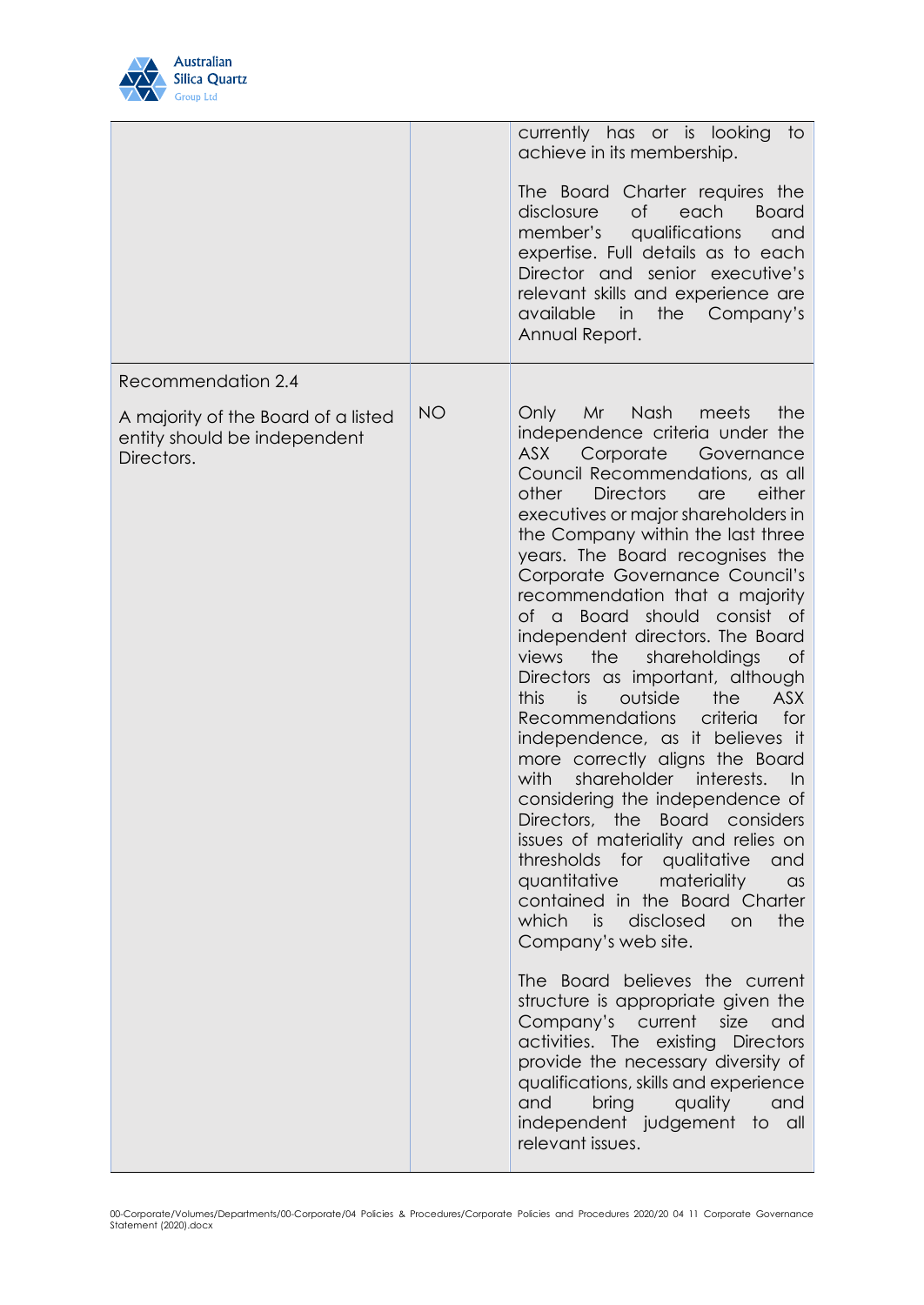| | | |
|---|---|---|
| | | currently has or is looking to achieve in its membership.<br><br>The Board Charter requires the disclosure of each Board member's qualifications and expertise. Full details as to each Director and senior executive's relevant skills and experience are available in the Company's Annual Report. |
| Recommendation 2.4<br><br>A majority of the Board of a listed entity should be independent Directors. | NO | Only Mr Nash meets the independence criteria under the ASX Corporate Governance Council Recommendations, as all other Directors are either executives or major shareholders in the Company within the last three years. The Board recognises the Corporate Governance Council's recommendation that a majority of a Board should consist of independent directors. The Board views the shareholdings of Directors as important, although this is outside the ASX Recommendations criteria for independence, as it believes it more correctly aligns the Board with shareholder interests. In considering the independence of Directors, the Board considers issues of materiality and relies on thresholds for qualitative and quantitative materiality as contained in the Board Charter which is disclosed on the Company's web site.<br><br>The Board believes the current structure is appropriate given the Company's current size and activities. The existing Directors provide the necessary diversity of qualifications, skills and experience and bring quality and independent judgement to all relevant issues. |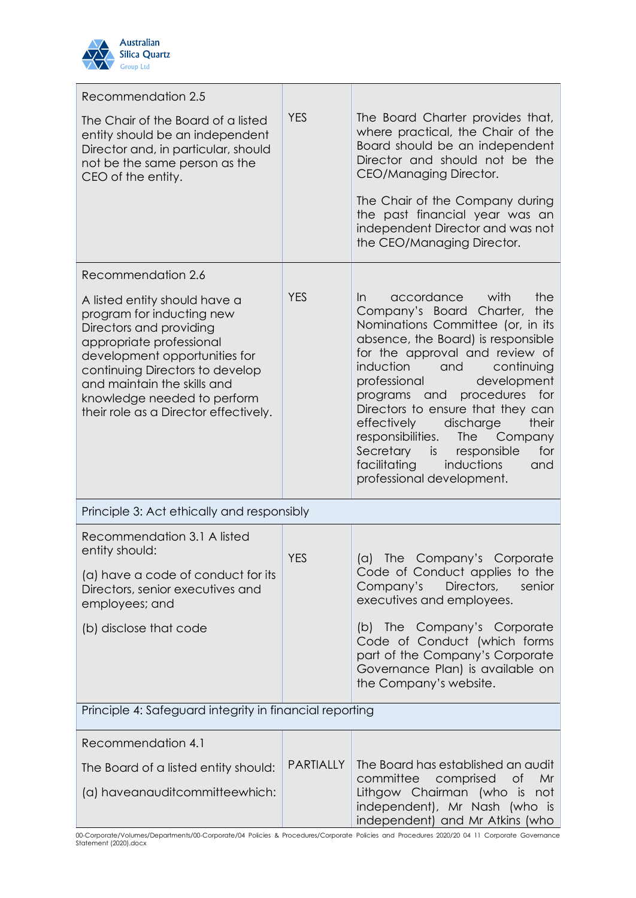| | | |
|---|---|---|
| Recommendation 2.5<br><br>The Chair of the Board of a listed entity should be an independent Director and, in particular, should not be the same person as the CEO of the entity. | YES | The Board Charter provides that, where practical, the Chair of the Board should be an independent Director and should not be the CEO/Managing Director.<br><br>The Chair of the Company during the past financial year was an independent Director and was not the CEO/Managing Director. |
| Recommendation 2.6<br><br>A listed entity should have a program for inducting new Directors and providing appropriate professional development opportunities for continuing Directors to develop and maintain the skills and knowledge needed to perform their role as a Director effectively. | YES | In accordance with the Company's Board Charter, the Nominations Committee (or, in its absence, the Board) is responsible for the approval and review of induction and continuing professional development programs and procedures for Directors to ensure that they can effectively discharge their responsibilities. The Company Secretary is responsible for facilitating inductions and professional development. |
| Principle 3: Act ethically and responsibly | | |
| Recommendation 3.1 A listed entity should:<br><br>(a) have a code of conduct for its Directors, senior executives and employees; and<br><br>(b) disclose that code | YES | (a) The Company's Corporate Code of Conduct applies to the Company's Directors, senior executives and employees.<br><br>(b) The Company's Corporate Code of Conduct (which forms part of the Company's Corporate Governance Plan) is available on the Company's website. |
| Principle 4: Safeguard integrity in financial reporting | | |
| Recommendation 4.1<br><br>The Board of a listed entity should:<br><br>(a) haveanauditcommitteewhich: | PARTIALLY | The Board has established an audit committee comprised of Mr Lithgow Chairman (who is not independent), Mr Nash (who is independent) and Mr Atkins (who |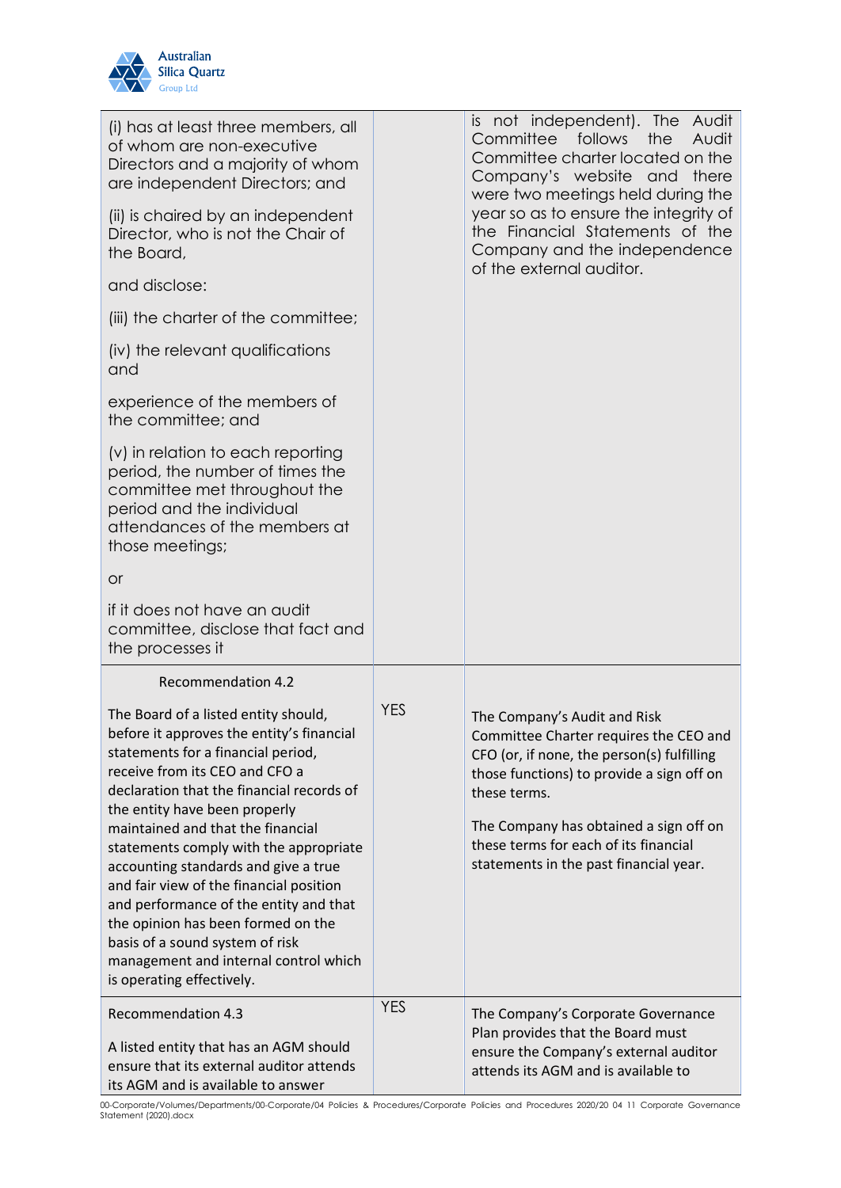| | | |
|---|---|---|
| (i) has at least three members, all of whom are non-executive Directors and a majority of whom are independent Directors; and<br><br>(ii) is chaired by an independent Director, who is not the Chair of the Board,<br><br>and disclose:<br><br>(iii) the charter of the committee;<br><br>(iv) the relevant qualifications and<br><br>experience of the members of the committee; and<br><br>(v) in relation to each reporting period, the number of times the committee met throughout the period and the individual attendances of the members at those meetings;<br><br>or<br><br>if it does not have an audit committee, disclose that fact and the processes it | | is not independent). The Audit Committee follows the Audit Committee charter located on the Company's website and there were two meetings held during the year so as to ensure the integrity of the Financial Statements of the Company and the independence of the external auditor. |
| Recommendation 4.2<br><br>The Board of a listed entity should, before it approves the entity's financial statements for a financial period, receive from its CEO and CFO a declaration that the financial records of the entity have been properly maintained and that the financial statements comply with the appropriate accounting standards and give a true and fair view of the financial position and performance of the entity and that the opinion has been formed on the basis of a sound system of risk management and internal control which is operating effectively. | YES | The Company's Audit and Risk Committee Charter requires the CEO and CFO (or, if none, the person(s) fulfilling those functions) to provide a sign off on these terms.<br><br>The Company has obtained a sign off on these terms for each of its financial statements in the past financial year. |
| Recommendation 4.3<br><br>A listed entity that has an AGM should ensure that its external auditor attends its AGM and is available to answer | YES | The Company's Corporate Governance Plan provides that the Board must ensure the Company's external auditor attends its AGM and is available to |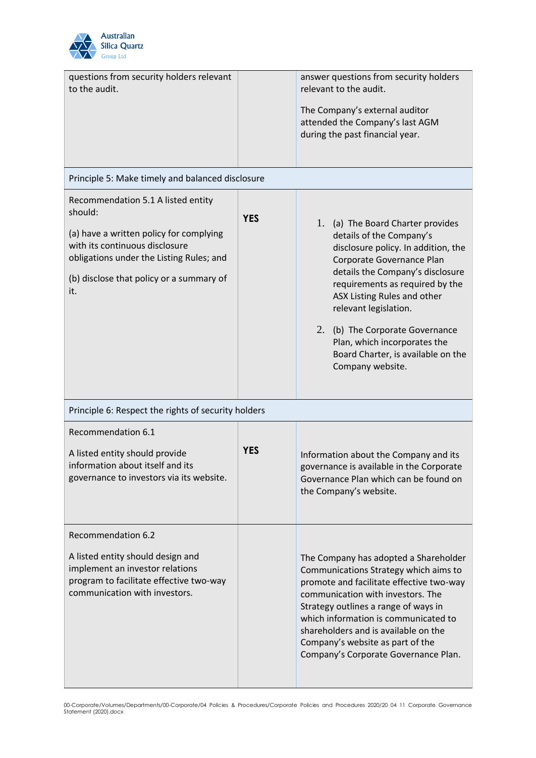| | | |
|---|---|---|
| questions from security holders relevant to the audit. | | answer questions from security holders relevant to the audit.<br><br>The Company's external auditor attended the Company's last AGM during the past financial year. |
| Principle 5: Make timely and balanced disclosure | | |
| Recommendation 5.1 A listed entity should:<br><br>(a) have a written policy for complying with its continuous disclosure obligations under the Listing Rules; and<br><br>(b) disclose that policy or a summary of it. | **YES** | 1. (a) The Board Charter provides details of the Company's disclosure policy. In addition, the Corporate Governance Plan details the Company's disclosure requirements as required by the ASX Listing Rules and other relevant legislation.<br><br>2. (b) The Corporate Governance Plan, which incorporates the Board Charter, is available on the Company website. |
| Principle 6: Respect the rights of security holders | | |
| Recommendation 6.1<br><br>A listed entity should provide information about itself and its governance to investors via its website. | **YES** | Information about the Company and its governance is available in the Corporate Governance Plan which can be found on the Company's website. |
| Recommendation 6.2<br><br>A listed entity should design and implement an investor relations program to facilitate effective two-way communication with investors. | | The Company has adopted a Shareholder Communications Strategy which aims to promote and facilitate effective two-way communication with investors. The Strategy outlines a range of ways in which information is communicated to shareholders and is available on the Company's website as part of the Company's Corporate Governance Plan. |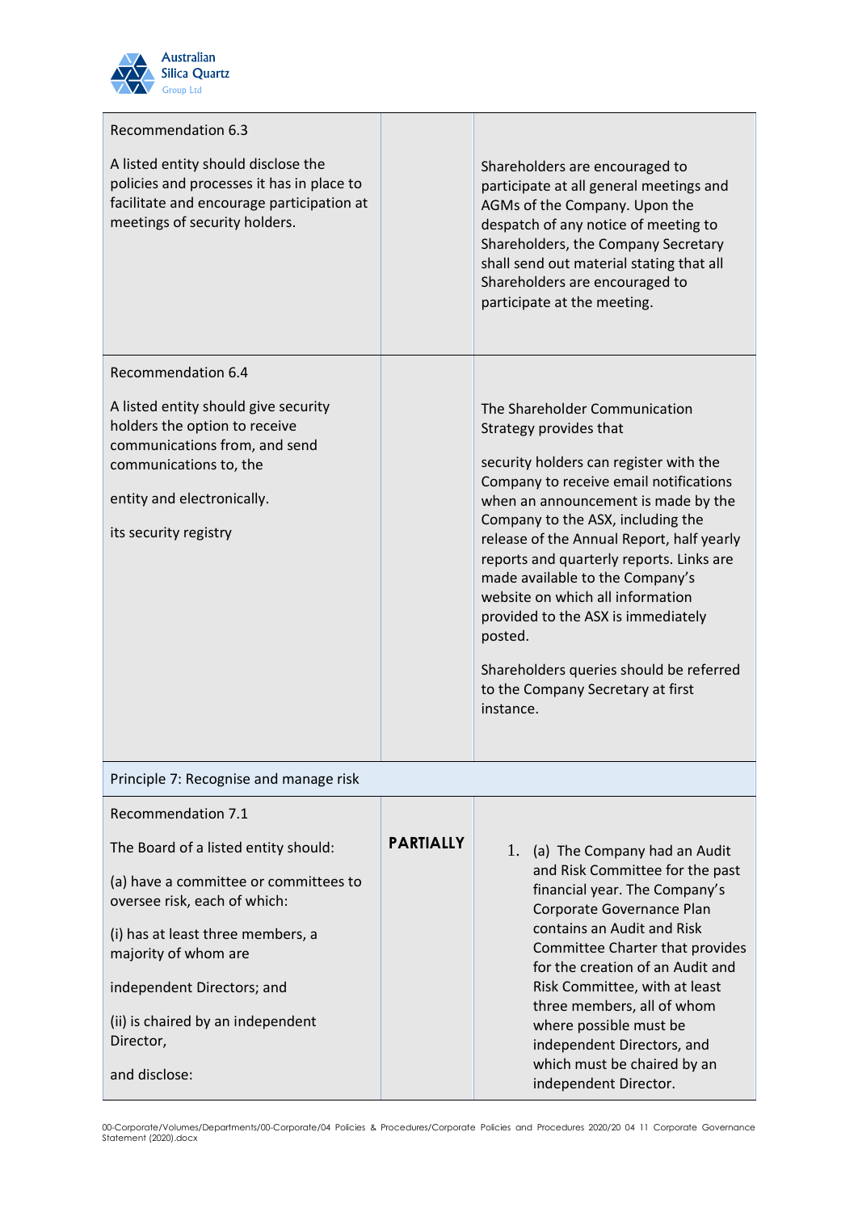| | | |
|---|---|---|
| Recommendation 6.3<br><br>A listed entity should disclose the policies and processes it has in place to facilitate and encourage participation at meetings of security holders. | | Shareholders are encouraged to participate at all general meetings and AGMs of the Company. Upon the despatch of any notice of meeting to Shareholders, the Company Secretary shall send out material stating that all Shareholders are encouraged to participate at the meeting. |
| Recommendation 6.4<br><br>A listed entity should give security holders the option to receive communications from, and send communications to, the<br><br>entity and electronically.<br><br>its security registry | | The Shareholder Communication Strategy provides that<br><br>security holders can register with the Company to receive email notifications when an announcement is made by the Company to the ASX, including the release of the Annual Report, half yearly reports and quarterly reports. Links are made available to the Company's website on which all information provided to the ASX is immediately posted.<br><br>Shareholders queries should be referred to the Company Secretary at first instance. |
| Principle 7: Recognise and manage risk | | |
| Recommendation 7.1<br><br>The Board of a listed entity should:<br><br>(a) have a committee or committees to oversee risk, each of which:<br><br>(i) has at least three members, a majority of whom are<br><br>independent Directors; and<br><br>(ii) is chaired by an independent Director,<br><br>and disclose: | **PARTIALLY** | 1. (a) The Company had an Audit and Risk Committee for the past financial year. The Company's Corporate Governance Plan contains an Audit and Risk Committee Charter that provides for the creation of an Audit and Risk Committee, with at least three members, all of whom where possible must be independent Directors, and which must be chaired by an independent Director. |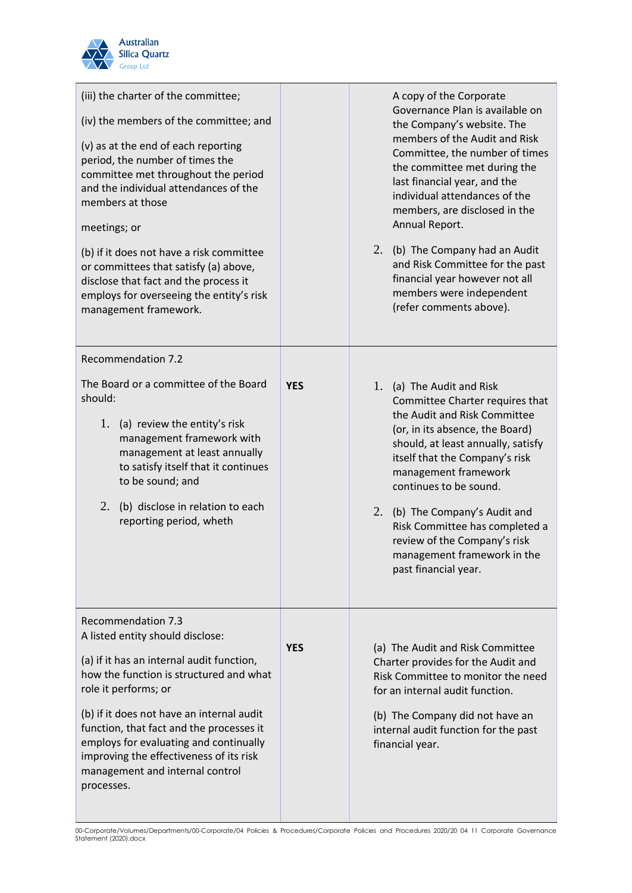| | | |
|---|---|---|
| (iii) the charter of the committee;<br><br>(iv) the members of the committee; and<br><br>(v) as at the end of each reporting period, the number of times the committee met throughout the period and the individual attendances of the members at those<br><br>meetings; or<br><br>(b) if it does not have a risk committee or committees that satisfy (a) above, disclose that fact and the process it employs for overseeing the entity's risk management framework. | | A copy of the Corporate Governance Plan is available on the Company's website. The members of the Audit and Risk Committee, the number of times the committee met during the last financial year, and the individual attendances of the members, are disclosed in the Annual Report.<br><br>2. (b) The Company had an Audit and Risk Committee for the past financial year however not all members were independent (refer comments above). |
| Recommendation 7.2<br><br>The Board or a committee of the Board should:<br><br>1. (a) review the entity's risk management framework with management at least annually to satisfy itself that it continues to be sound; and<br><br>2. (b) disclose in relation to each reporting period, wheth | **YES** | 1. (a) The Audit and Risk Committee Charter requires that the Audit and Risk Committee (or, in its absence, the Board) should, at least annually, satisfy itself that the Company's risk management framework continues to be sound.<br><br>2. (b) The Company's Audit and Risk Committee has completed a review of the Company's risk management framework in the past financial year. |
| Recommendation 7.3<br>A listed entity should disclose:<br><br>(a) if it has an internal audit function, how the function is structured and what role it performs; or<br><br>(b) if it does not have an internal audit function, that fact and the processes it employs for evaluating and continually improving the effectiveness of its risk management and internal control processes. | **YES** | (a) The Audit and Risk Committee Charter provides for the Audit and Risk Committee to monitor the need for an internal audit function.<br><br>(b) The Company did not have an internal audit function for the past financial year. |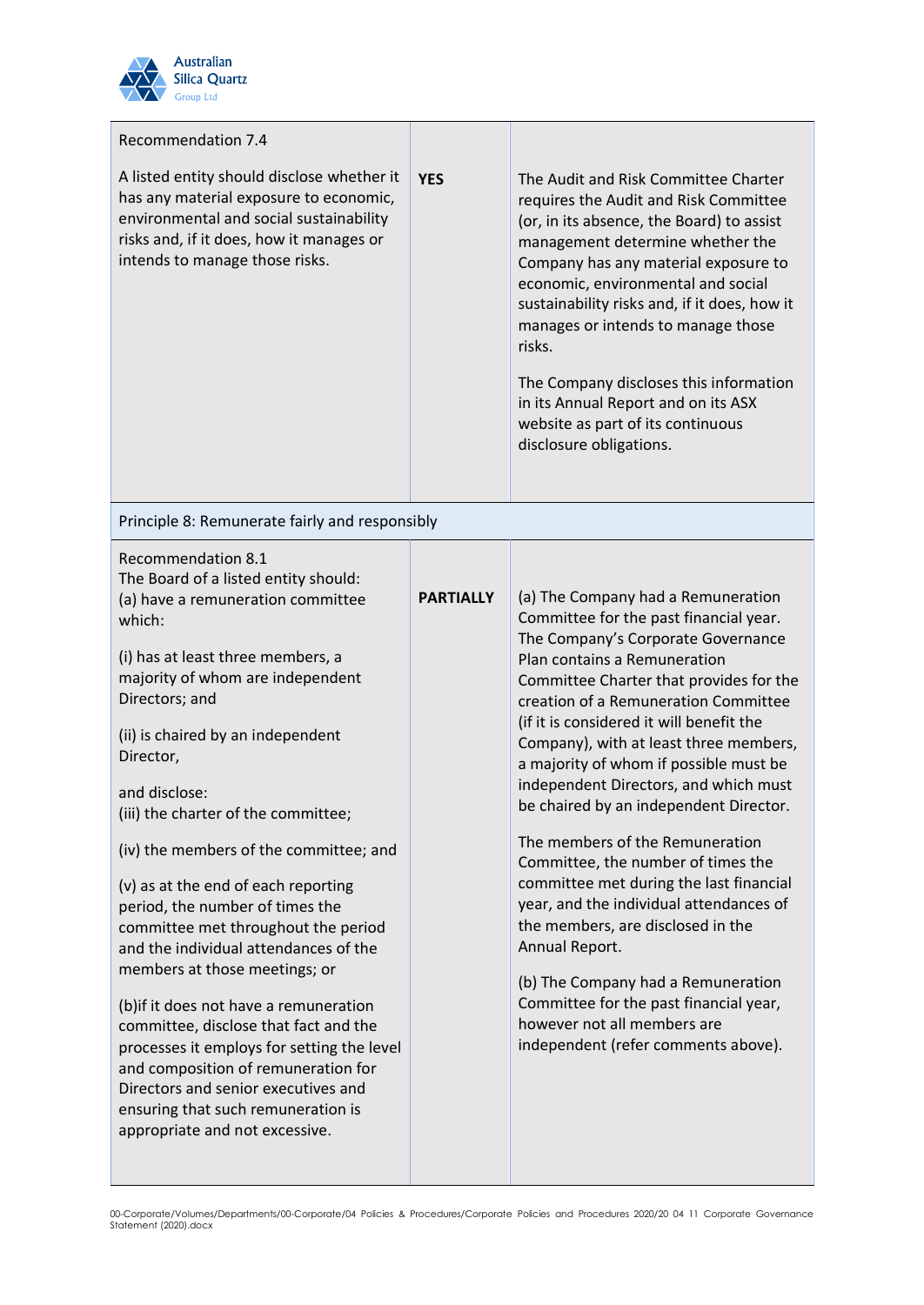| | | |
|---|---|---|
| Recommendation 7.4<br><br>A listed entity should disclose whether it has any material exposure to economic, environmental and social sustainability risks and, if it does, how it manages or intends to manage those risks. | **YES** | The Audit and Risk Committee Charter requires the Audit and Risk Committee (or, in its absence, the Board) to assist management determine whether the Company has any material exposure to economic, environmental and social sustainability risks and, if it does, how it manages or intends to manage those risks.<br><br>The Company discloses this information in its Annual Report and on its ASX website as part of its continuous disclosure obligations. |
| Principle 8: Remunerate fairly and responsibly | | |
| Recommendation 8.1<br>The Board of a listed entity should:<br>(a) have a remuneration committee which:<br><br>(i) has at least three members, a majority of whom are independent Directors; and<br><br>(ii) is chaired by an independent Director,<br><br>and disclose:<br>(iii) the charter of the committee;<br><br>(iv) the members of the committee; and<br><br>(v) as at the end of each reporting period, the number of times the committee met throughout the period and the individual attendances of the members at those meetings; or<br><br>(b)if it does not have a remuneration committee, disclose that fact and the processes it employs for setting the level and composition of remuneration for Directors and senior executives and ensuring that such remuneration is appropriate and not excessive. | **PARTIALLY** | (a) The Company had a Remuneration Committee for the past financial year. The Company's Corporate Governance Plan contains a Remuneration Committee Charter that provides for the creation of a Remuneration Committee (if it is considered it will benefit the Company), with at least three members, a majority of whom if possible must be independent Directors, and which must be chaired by an independent Director.<br><br>The members of the Remuneration Committee, the number of times the committee met during the last financial year, and the individual attendances of the members, are disclosed in the Annual Report.<br><br>(b) The Company had a Remuneration Committee for the past financial year, however not all members are independent (refer comments above). |

00-Corporate/Volumes/Departments/00-Corporate/04 Policies & Procedures/Corporate Policies and Procedures 2020/20 04 11 Corporate Governance Statement (2020).docx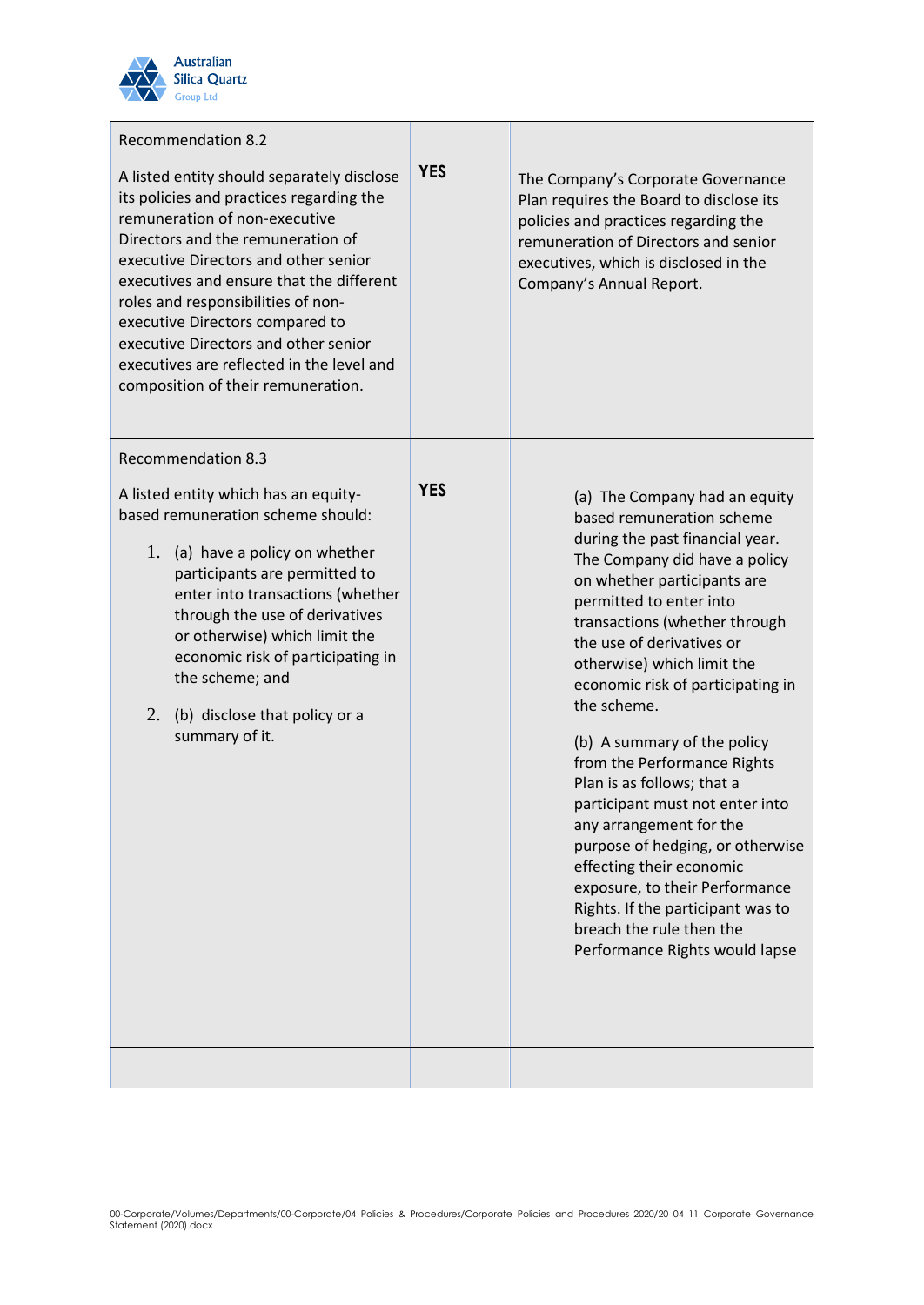| Recommendation | Compliance | Comment |
|---|---|---|
| Recommendation 8.2<br><br>A listed entity should separately disclose its policies and practices regarding the remuneration of non-executive Directors and the remuneration of executive Directors and other senior executives and ensure that the different roles and responsibilities of non-executive Directors compared to executive Directors and other senior executives are reflected in the level and composition of their remuneration. | **YES** | The Company's Corporate Governance Plan requires the Board to disclose its policies and practices regarding the remuneration of Directors and senior executives, which is disclosed in the Company's Annual Report. |
| Recommendation 8.3<br><br>A listed entity which has an equity-based remuneration scheme should:<br><br>1. (a) have a policy on whether participants are permitted to enter into transactions (whether through the use of derivatives or otherwise) which limit the economic risk of participating in the scheme; and<br><br>2. (b) disclose that policy or a summary of it. | **YES** | (a) The Company had an equity based remuneration scheme during the past financial year. The Company did have a policy on whether participants are permitted to enter into transactions (whether through the use of derivatives or otherwise) which limit the economic risk of participating in the scheme.<br><br>(b) A summary of the policy from the Performance Rights Plan is as follows; that a participant must not enter into any arrangement for the purpose of hedging, or otherwise effecting their economic exposure, to their Performance Rights. If the participant was to breach the rule then the Performance Rights would lapse |
| | | |
| | | |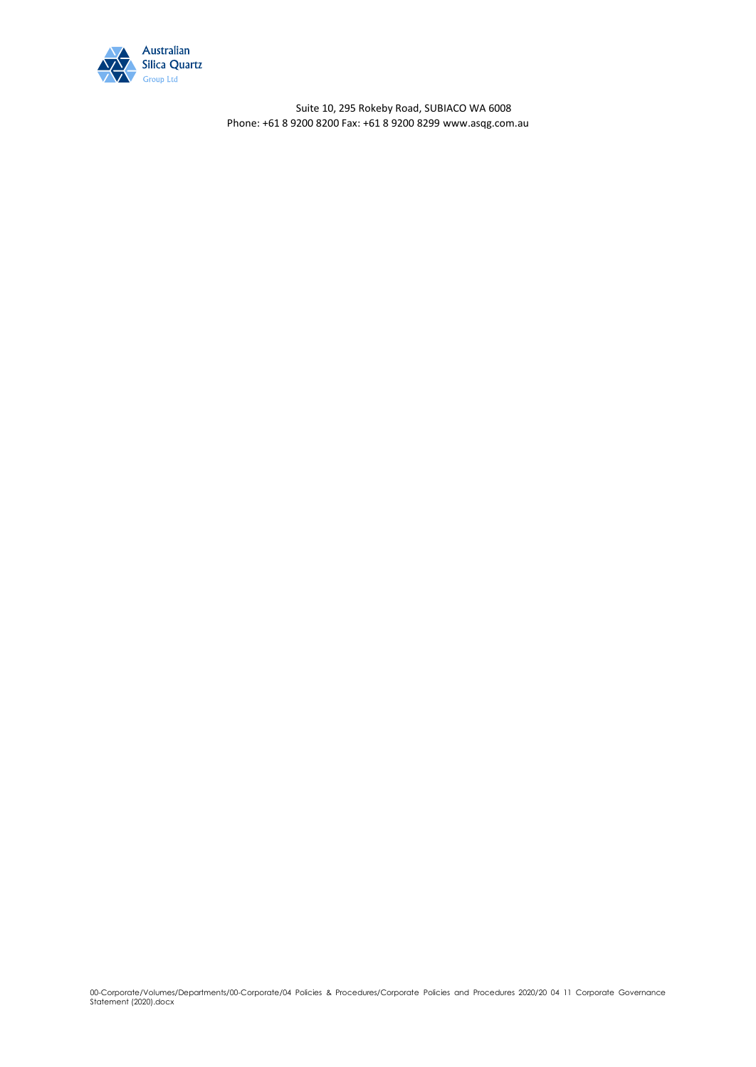Australian Silica Quartz Group Ltd

Suite 10, 295 Rokeby Road, SUBIACO WA 6008
Phone: +61 8 9200 8200 Fax: +61 8 9200 8299 www.asqg.com.au